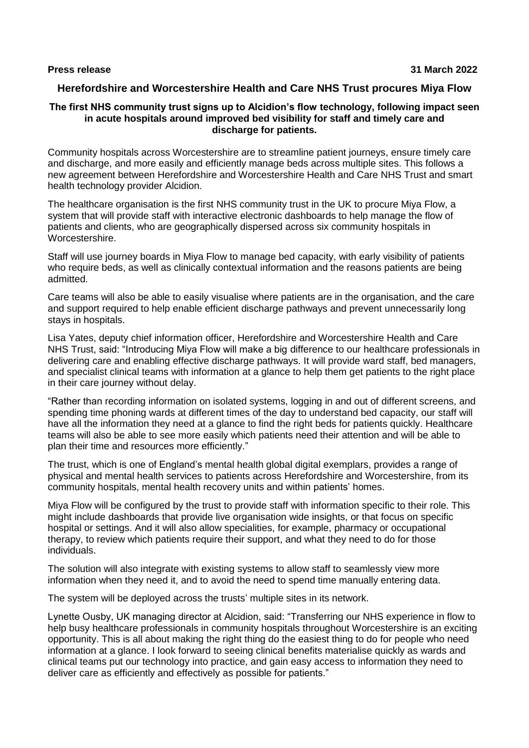**Press release** **31 March 2022**

## Herefordshire and Worcestershire Health and Care NHS Trust procures Miya Flow

**The first NHS community trust signs up to Alcidion's flow technology, following impact seen in acute hospitals around improved bed visibility for staff and timely care and discharge for patients.**

Community hospitals across Worcestershire are to streamline patient journeys, ensure timely care and discharge, and more easily and efficiently manage beds across multiple sites. This follows a new agreement between Herefordshire and Worcestershire Health and Care NHS Trust and smart health technology provider Alcidion.

The healthcare organisation is the first NHS community trust in the UK to procure Miya Flow, a system that will provide staff with interactive electronic dashboards to help manage the flow of patients and clients, who are geographically dispersed across six community hospitals in Worcestershire.

Staff will use journey boards in Miya Flow to manage bed capacity, with early visibility of patients who require beds, as well as clinically contextual information and the reasons patients are being admitted.

Care teams will also be able to easily visualise where patients are in the organisation, and the care and support required to help enable efficient discharge pathways and prevent unnecessarily long stays in hospitals.

Lisa Yates, deputy chief information officer, Herefordshire and Worcestershire Health and Care NHS Trust, said: "Introducing Miya Flow will make a big difference to our healthcare professionals in delivering care and enabling effective discharge pathways. It will provide ward staff, bed managers, and specialist clinical teams with information at a glance to help them get patients to the right place in their care journey without delay.

"Rather than recording information on isolated systems, logging in and out of different screens, and spending time phoning wards at different times of the day to understand bed capacity, our staff will have all the information they need at a glance to find the right beds for patients quickly. Healthcare teams will also be able to see more easily which patients need their attention and will be able to plan their time and resources more efficiently."

The trust, which is one of England's mental health global digital exemplars, provides a range of physical and mental health services to patients across Herefordshire and Worcestershire, from its community hospitals, mental health recovery units and within patients' homes.

Miya Flow will be configured by the trust to provide staff with information specific to their role. This might include dashboards that provide live organisation wide insights, or that focus on specific hospital or settings. And it will also allow specialities, for example, pharmacy or occupational therapy, to review which patients require their support, and what they need to do for those individuals.

The solution will also integrate with existing systems to allow staff to seamlessly view more information when they need it, and to avoid the need to spend time manually entering data.

The system will be deployed across the trusts' multiple sites in its network.

Lynette Ousby, UK managing director at Alcidion, said: "Transferring our NHS experience in flow to help busy healthcare professionals in community hospitals throughout Worcestershire is an exciting opportunity. This is all about making the right thing do the easiest thing to do for people who need information at a glance. I look forward to seeing clinical benefits materialise quickly as wards and clinical teams put our technology into practice, and gain easy access to information they need to deliver care as efficiently and effectively as possible for patients."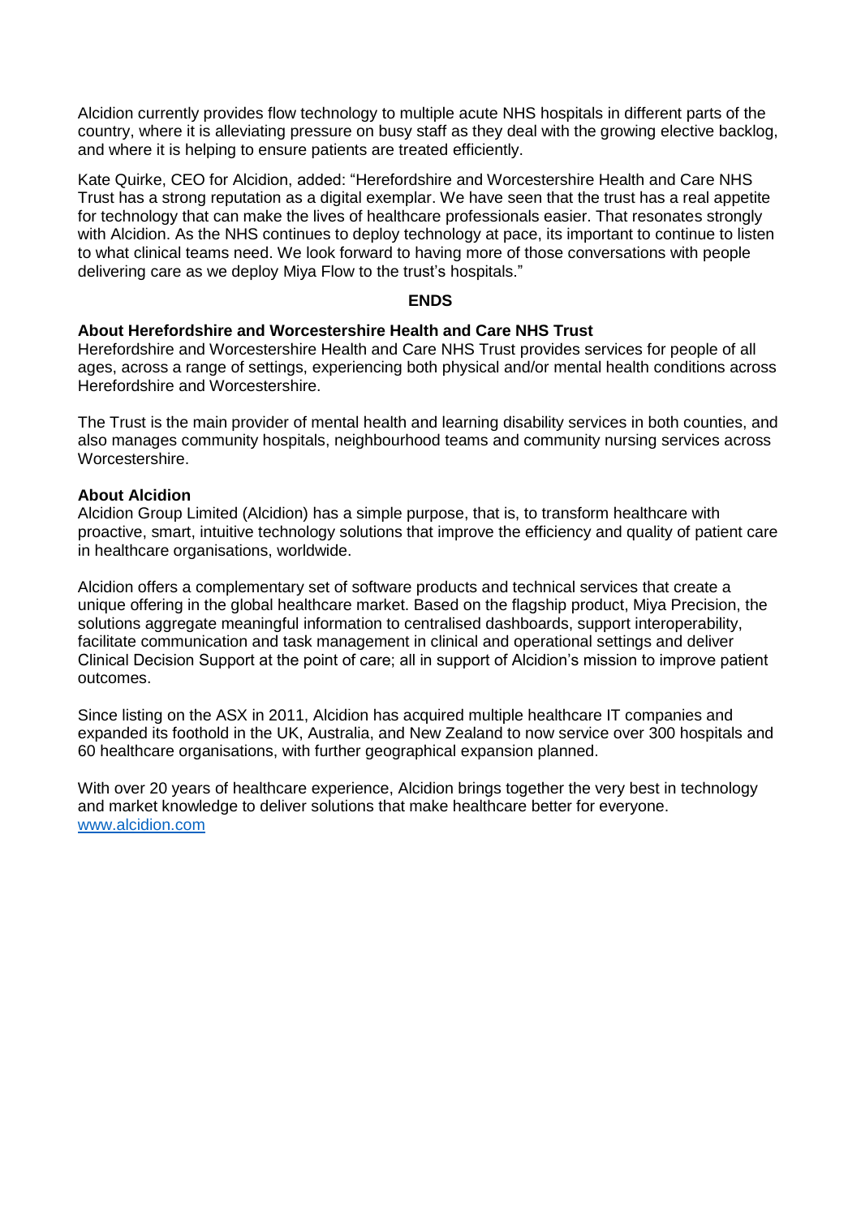Alcidion currently provides flow technology to multiple acute NHS hospitals in different parts of the country, where it is alleviating pressure on busy staff as they deal with the growing elective backlog, and where it is helping to ensure patients are treated efficiently.

Kate Quirke, CEO for Alcidion, added: "Herefordshire and Worcestershire Health and Care NHS Trust has a strong reputation as a digital exemplar. We have seen that the trust has a real appetite for technology that can make the lives of healthcare professionals easier. That resonates strongly with Alcidion. As the NHS continues to deploy technology at pace, its important to continue to listen to what clinical teams need. We look forward to having more of those conversations with people delivering care as we deploy Miya Flow to the trust's hospitals."

**ENDS**

**About Herefordshire and Worcestershire Health and Care NHS Trust**

Herefordshire and Worcestershire Health and Care NHS Trust provides services for people of all ages, across a range of settings, experiencing both physical and/or mental health conditions across Herefordshire and Worcestershire.

The Trust is the main provider of mental health and learning disability services in both counties, and also manages community hospitals, neighbourhood teams and community nursing services across Worcestershire.

**About Alcidion**

Alcidion Group Limited (Alcidion) has a simple purpose, that is, to transform healthcare with proactive, smart, intuitive technology solutions that improve the efficiency and quality of patient care in healthcare organisations, worldwide.

Alcidion offers a complementary set of software products and technical services that create a unique offering in the global healthcare market. Based on the flagship product, Miya Precision, the solutions aggregate meaningful information to centralised dashboards, support interoperability, facilitate communication and task management in clinical and operational settings and deliver Clinical Decision Support at the point of care; all in support of Alcidion's mission to improve patient outcomes.

Since listing on the ASX in 2011, Alcidion has acquired multiple healthcare IT companies and expanded its foothold in the UK, Australia, and New Zealand to now service over 300 hospitals and 60 healthcare organisations, with further geographical expansion planned.

With over 20 years of healthcare experience, Alcidion brings together the very best in technology and market knowledge to deliver solutions that make healthcare better for everyone.
[www.alcidion.com](http://www.alcidion.com)